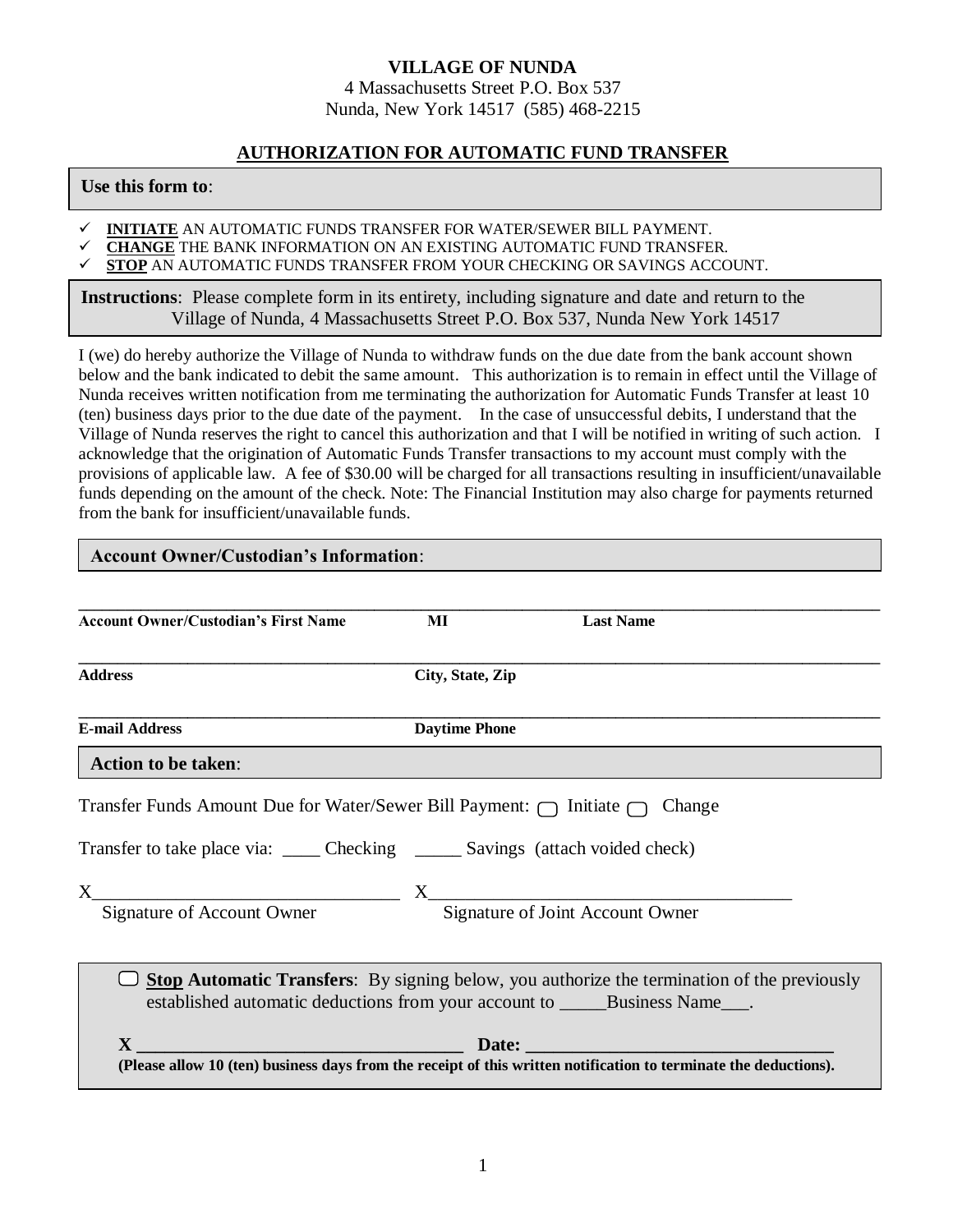**VILLAGE OF NUNDA**
4 Massachusetts Street P.O. Box 537
Nunda, New York 14517 (585) 468-2215

## AUTHORIZATION FOR AUTOMATIC FUND TRANSFER

**Use this form to**:

- ✓ **INITIATE** AN AUTOMATIC FUNDS TRANSFER FOR WATER/SEWER BILL PAYMENT.
- ✓ **CHANGE** THE BANK INFORMATION ON AN EXISTING AUTOMATIC FUND TRANSFER.
- ✓ **STOP** AN AUTOMATIC FUNDS TRANSFER FROM YOUR CHECKING OR SAVINGS ACCOUNT.

**Instructions**: Please complete form in its entirety, including signature and date and return to the Village of Nunda, 4 Massachusetts Street P.O. Box 537, Nunda New York 14517

I (we) do hereby authorize the Village of Nunda to withdraw funds on the due date from the bank account shown below and the bank indicated to debit the same amount. This authorization is to remain in effect until the Village of Nunda receives written notification from me terminating the authorization for Automatic Funds Transfer at least 10 (ten) business days prior to the due date of the payment. In the case of unsuccessful debits, I understand that the Village of Nunda reserves the right to cancel this authorization and that I will be notified in writing of such action. I acknowledge that the origination of Automatic Funds Transfer transactions to my account must comply with the provisions of applicable law. A fee of $30.00 will be charged for all transactions resulting in insufficient/unavailable funds depending on the amount of the check. Note: The Financial Institution may also charge for payments returned from the bank for insufficient/unavailable funds.

**Account Owner/Custodian's Information**:

_______________________________________________________________________________

**Account Owner/Custodian's First Name** **MI** **Last Name**

_______________________________________________________________________________

**Address** **City, State, Zip**

_______________________________________________________________________________

**E-mail Address** **Daytime Phone**

**Action to be taken**:

Transfer Funds Amount Due for Water/Sewer Bill Payment: ☐ Initiate ☐ Change

Transfer to take place via: ____ Checking _____ Savings (attach voided check)

X_________________________________ X______________________________________
Signature of Account Owner Signature of Joint Account Owner

☐ **Stop Automatic Transfers**: By signing below, you authorize the termination of the previously established automatic deductions from your account to _____Business Name___.

**X** ___________________________________ **Date:** _________________________________
**(Please allow 10 (ten) business days from the receipt of this written notification to terminate the deductions).**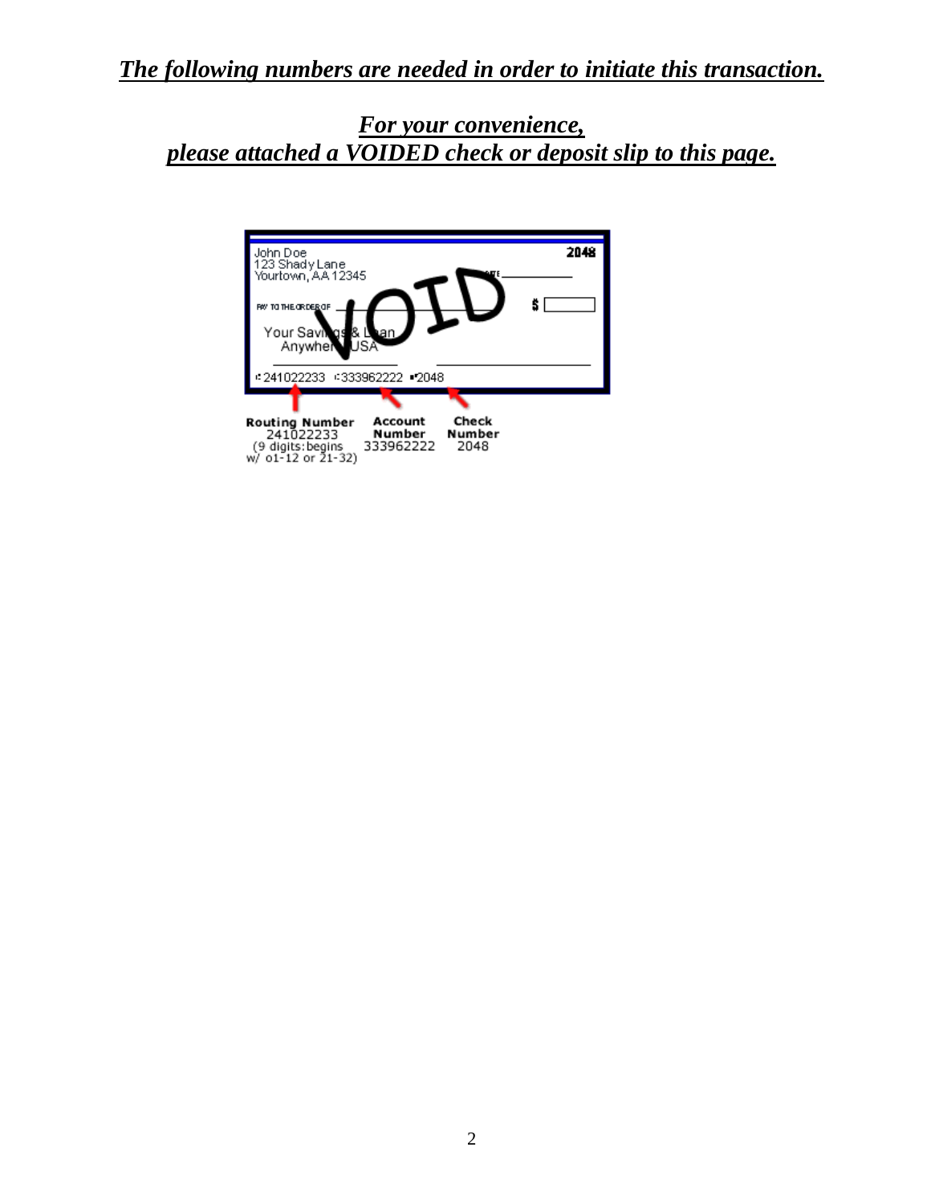***The following numbers are needed in order to initiate this transaction.***

***For your convenience,***
***please attached a VOIDED check or deposit slip to this page.***

Routing Number
241022233
(9 digits: begins w/ o1-12 or 21-32)

Account Number
333962222

Check Number
2048